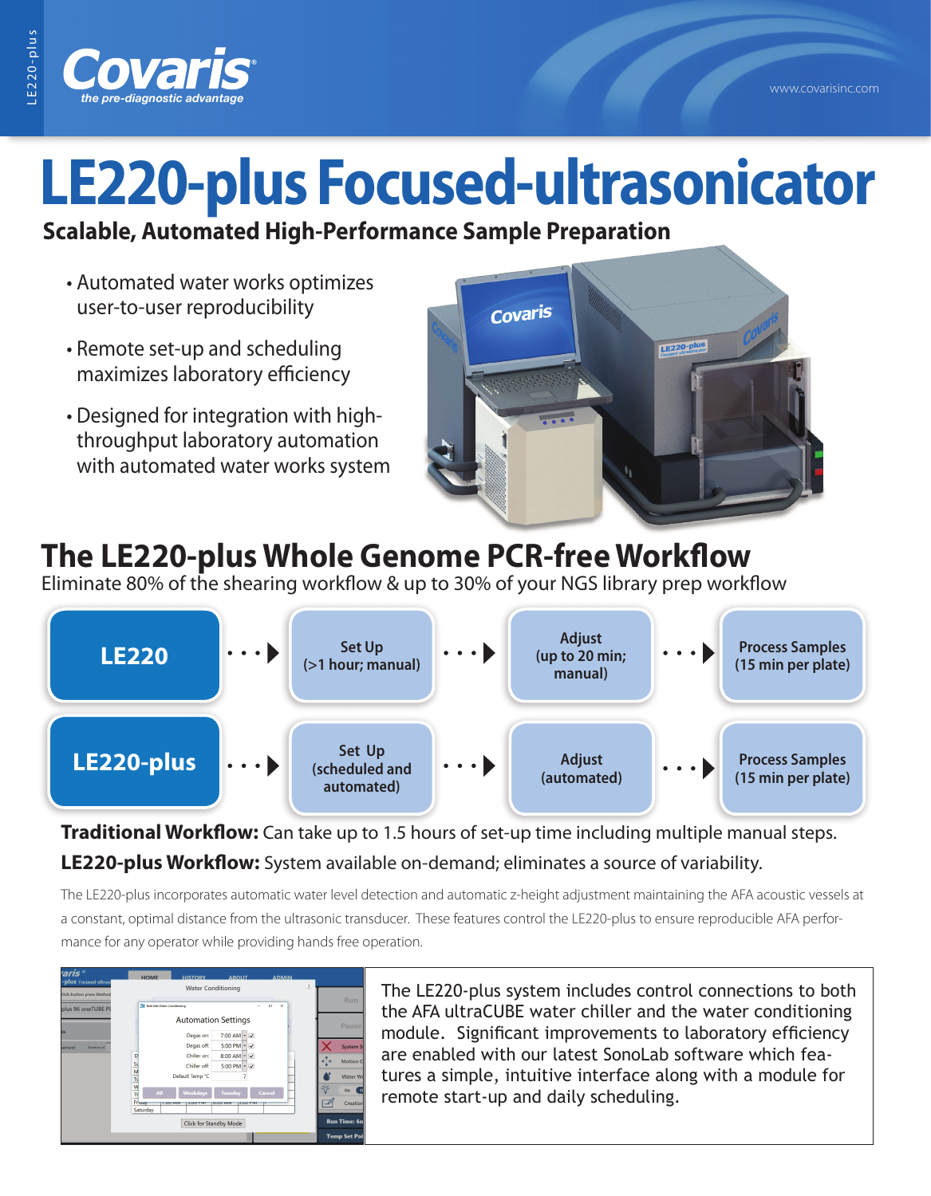# LE220-plus Focused-ultrasonicator

**Scalable, Automated High-Performance Sample Preparation**

- Automated water works optimizes user-to-user reproducibility
- Remote set-up and scheduling maximizes laboratory efficiency
- Designed for integration with high-throughput laboratory automation with automated water works system

## The LE220-plus Whole Genome PCR-free Workflow

Eliminate 80% of the shearing workflow & up to 30% of your NGS library prep workflow

| | | | |
|---|---|---|---|
| **LE220** | Set Up (>1 hour; manual) | Adjust (up to 20 min; manual) | Process Samples (15 min per plate) |
| **LE220-plus** | Set Up (scheduled and automated) | Adjust (automated) | Process Samples (15 min per plate) |

**Traditional Workflow:** Can take up to 1.5 hours of set-up time including multiple manual steps.

**LE220-plus Workflow:** System available on-demand; eliminates a source of variability.

The LE220-plus incorporates automatic water level detection and automatic z-height adjustment maintaining the AFA acoustic vessels at a constant, optimal distance from the ultrasonic transducer. These features control the LE220-plus to ensure reproducible AFA performance for any operator while providing hands free operation.

The LE220-plus system includes control connections to both the AFA ultraCUBE water chiller and the water conditioning module. Significant improvements to laboratory efficiency are enabled with our latest SonoLab software which features a simple, intuitive interface along with a module for remote start-up and daily scheduling.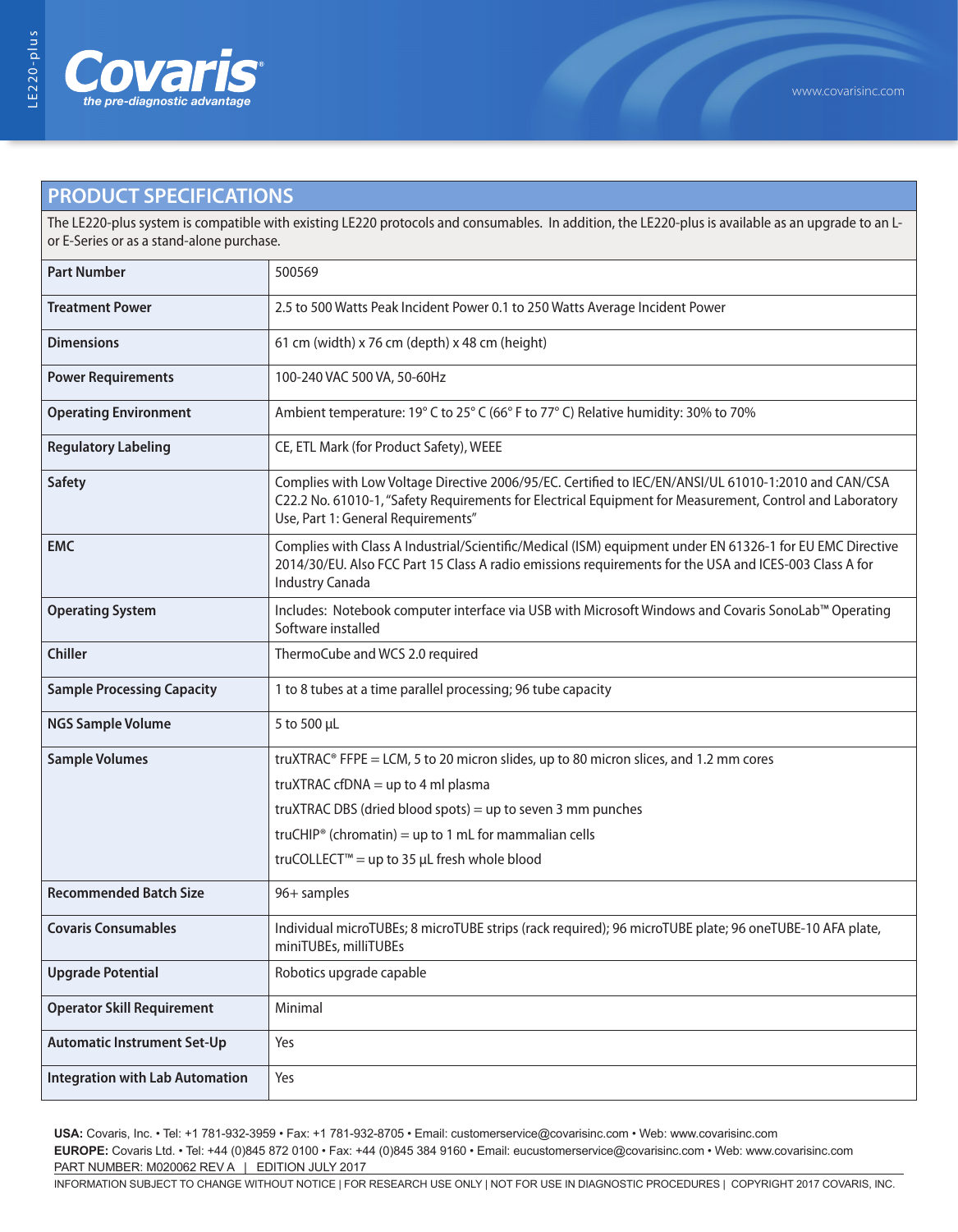## PRODUCT SPECIFICATIONS

The LE220-plus system is compatible with existing LE220 protocols and consumables. In addition, the LE220-plus is available as an upgrade to an L- or E-Series or as a stand-alone purchase.

| | |
|---|---|
| **Part Number** | 500569 |
| **Treatment Power** | 2.5 to 500 Watts Peak Incident Power 0.1 to 250 Watts Average Incident Power |
| **Dimensions** | 61 cm (width) x 76 cm (depth) x 48 cm (height) |
| **Power Requirements** | 100-240 VAC 500 VA, 50-60Hz |
| **Operating Environment** | Ambient temperature: 19° C to 25° C (66° F to 77° C) Relative humidity: 30% to 70% |
| **Regulatory Labeling** | CE, ETL Mark (for Product Safety), WEEE |
| **Safety** | Complies with Low Voltage Directive 2006/95/EC. Certified to IEC/EN/ANSI/UL 61010-1:2010 and CAN/CSA C22.2 No. 61010-1, "Safety Requirements for Electrical Equipment for Measurement, Control and Laboratory Use, Part 1: General Requirements" |
| **EMC** | Complies with Class A Industrial/Scientific/Medical (ISM) equipment under EN 61326-1 for EU EMC Directive 2014/30/EU. Also FCC Part 15 Class A radio emissions requirements for the USA and ICES-003 Class A for Industry Canada |
| **Operating System** | Includes: Notebook computer interface via USB with Microsoft Windows and Covaris SonoLab™ Operating Software installed |
| **Chiller** | ThermoCube and WCS 2.0 required |
| **Sample Processing Capacity** | 1 to 8 tubes at a time parallel processing; 96 tube capacity |
| **NGS Sample Volume** | 5 to 500 µL |
| **Sample Volumes** | truXTRAC® FFPE = LCM, 5 to 20 micron slides, up to 80 micron slices, and 1.2 mm cores<br>truXTRAC cfDNA = up to 4 ml plasma<br>truXTRAC DBS (dried blood spots) = up to seven 3 mm punches<br>truCHIP® (chromatin) = up to 1 mL for mammalian cells<br>truCOLLECT™ = up to 35 µL fresh whole blood |
| **Recommended Batch Size** | 96+ samples |
| **Covaris Consumables** | Individual microTUBEs; 8 microTUBE strips (rack required); 96 microTUBE plate; 96 oneTUBE-10 AFA plate, miniTUBEs, milliTUBEs |
| **Upgrade Potential** | Robotics upgrade capable |
| **Operator Skill Requirement** | Minimal |
| **Automatic Instrument Set-Up** | Yes |
| **Integration with Lab Automation** | Yes |

**USA:** Covaris, Inc. • Tel: +1 781-932-3959 • Fax: +1 781-932-8705 • Email: customerservice@covarisinc.com • Web: www.covarisinc.com
**EUROPE:** Covaris Ltd. • Tel: +44 (0)845 872 0100 • Fax: +44 (0)845 384 9160 • Email: eucustomerservice@covarisinc.com • Web: www.covarisinc.com
PART NUMBER: M020062 REV A | EDITION JULY 2017

INFORMATION SUBJECT TO CHANGE WITHOUT NOTICE | FOR RESEARCH USE ONLY | NOT FOR USE IN DIAGNOSTIC PROCEDURES | COPYRIGHT 2017 COVARIS, INC.